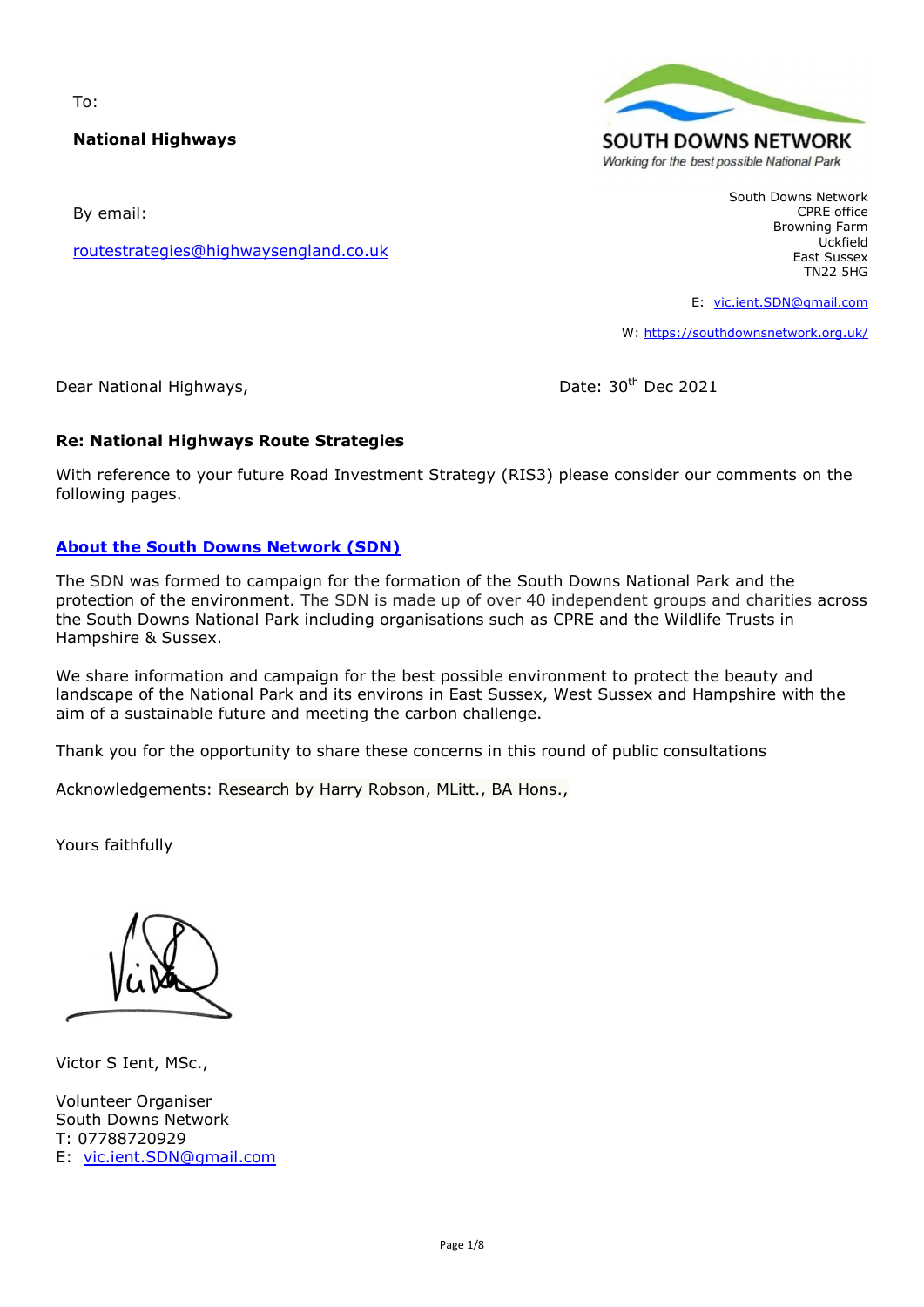To:

**National Highways**

By email:

routestrategies@highwaysengland.co.uk

SOUTH DOWNS NETWORK
*Working for the best possible National Park*

South Downs Network
CPRE office
Browning Farm
Uckfield
East Sussex
TN22 5HG

E: vic.ient.SDN@gmail.com

W: https://southdownsnetwork.org.uk/

Dear National Highways,

Date: 30th Dec 2021

**Re: National Highways Route Strategies**

With reference to your future Road Investment Strategy (RIS3) please consider our comments on the following pages.

**About the South Downs Network (SDN)**

The SDN was formed to campaign for the formation of the South Downs National Park and the protection of the environment. The SDN is made up of over 40 independent groups and charities across the South Downs National Park including organisations such as CPRE and the Wildlife Trusts in Hampshire & Sussex.

We share information and campaign for the best possible environment to protect the beauty and landscape of the National Park and its environs in East Sussex, West Sussex and Hampshire with the aim of a sustainable future and meeting the carbon challenge.

Thank you for the opportunity to share these concerns in this round of public consultations

Acknowledgements: Research by Harry Robson, MLitt., BA Hons.,

Yours faithfully

Victor S Ient, MSc.,

Volunteer Organiser
South Downs Network
T: 07788720929
E: vic.ient.SDN@gmail.com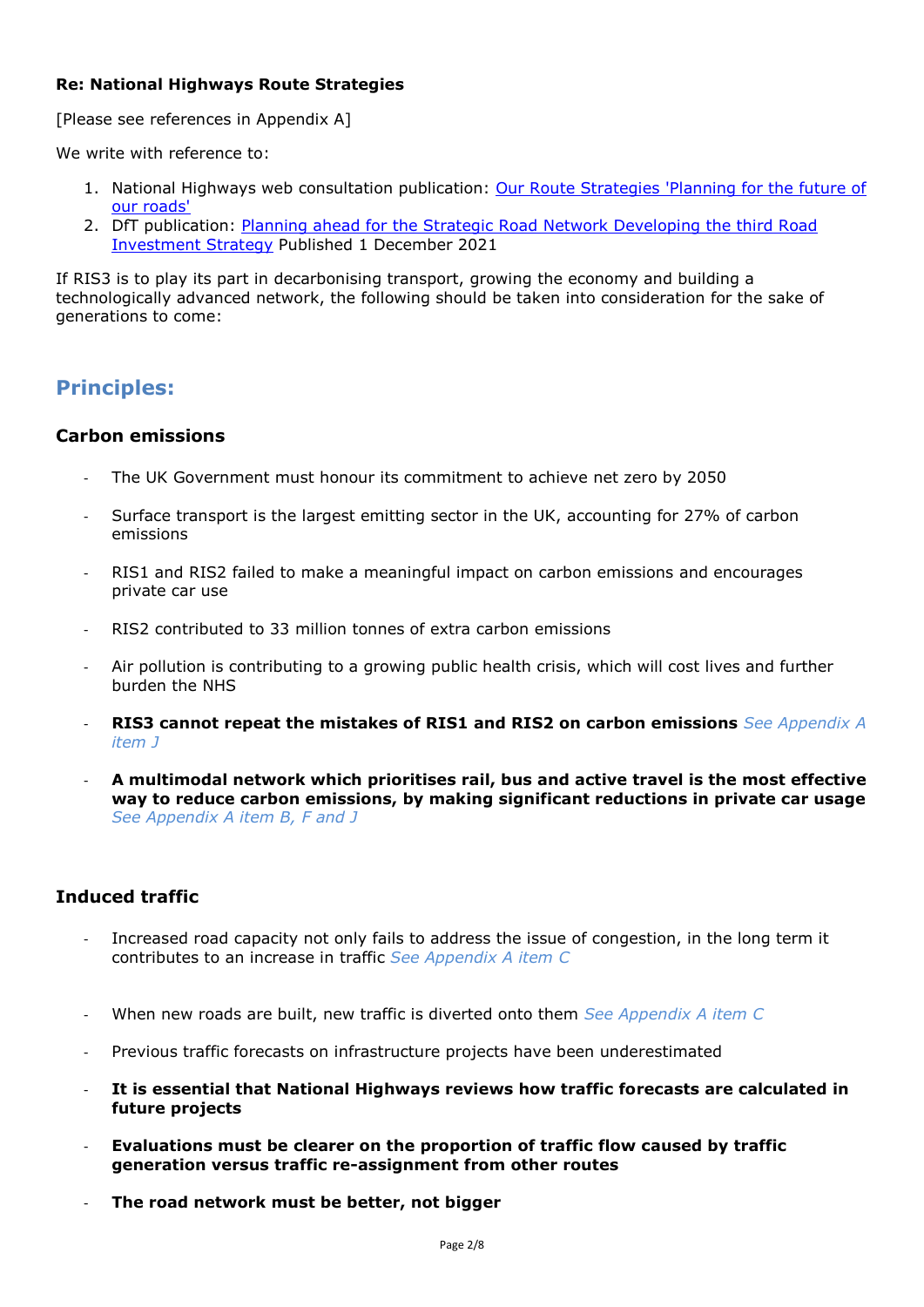**Re: National Highways Route Strategies**

[Please see references in Appendix A]

We write with reference to:

1. National Highways web consultation publication: [Our Route Strategies 'Planning for the future of our roads']()
2. DfT publication: [Planning ahead for the Strategic Road Network Developing the third Road Investment Strategy]() Published 1 December 2021

If RIS3 is to play its part in decarbonising transport, growing the economy and building a technologically advanced network, the following should be taken into consideration for the sake of generations to come:

## Principles:

### Carbon emissions

- The UK Government must honour its commitment to achieve net zero by 2050
- Surface transport is the largest emitting sector in the UK, accounting for 27% of carbon emissions
- RIS1 and RIS2 failed to make a meaningful impact on carbon emissions and encourages private car use
- RIS2 contributed to 33 million tonnes of extra carbon emissions
- Air pollution is contributing to a growing public health crisis, which will cost lives and further burden the NHS
- **RIS3 cannot repeat the mistakes of RIS1 and RIS2 on carbon emissions** *See Appendix A item J*
- **A multimodal network which prioritises rail, bus and active travel is the most effective way to reduce carbon emissions, by making significant reductions in private car usage** *See Appendix A item B, F and J*

### Induced traffic

- Increased road capacity not only fails to address the issue of congestion, in the long term it contributes to an increase in traffic *See Appendix A item C*
- When new roads are built, new traffic is diverted onto them *See Appendix A item C*
- Previous traffic forecasts on infrastructure projects have been underestimated
- **It is essential that National Highways reviews how traffic forecasts are calculated in future projects**
- **Evaluations must be clearer on the proportion of traffic flow caused by traffic generation versus traffic re-assignment from other routes**
- **The road network must be better, not bigger**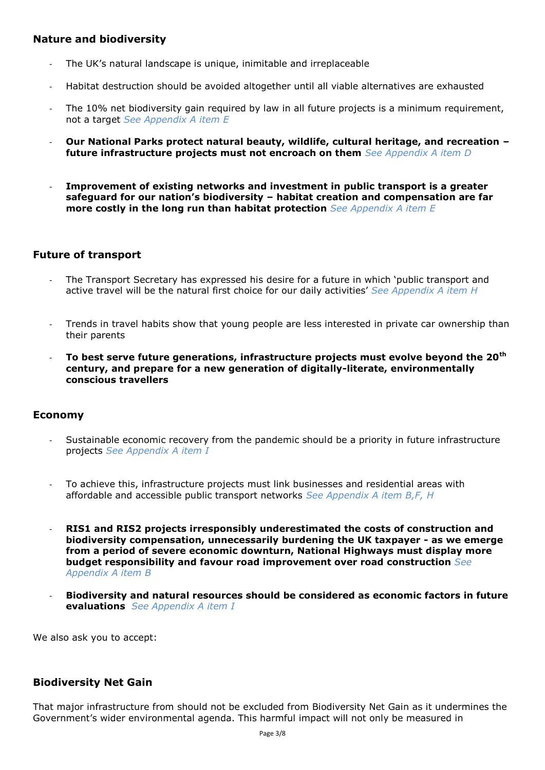## Nature and biodiversity

- The UK's natural landscape is unique, inimitable and irreplaceable
- Habitat destruction should be avoided altogether until all viable alternatives are exhausted
- The 10% net biodiversity gain required by law in all future projects is a minimum requirement, not a target *See Appendix A item E*
- **Our National Parks protect natural beauty, wildlife, cultural heritage, and recreation – future infrastructure projects must not encroach on them** *See Appendix A item D*
- **Improvement of existing networks and investment in public transport is a greater safeguard for our nation's biodiversity – habitat creation and compensation are far more costly in the long run than habitat protection** *See Appendix A item E*

## Future of transport

- The Transport Secretary has expressed his desire for a future in which 'public transport and active travel will be the natural first choice for our daily activities' *See Appendix A item H*
- Trends in travel habits show that young people are less interested in private car ownership than their parents
- **To best serve future generations, infrastructure projects must evolve beyond the 20th century, and prepare for a new generation of digitally-literate, environmentally conscious travellers**

## Economy

- Sustainable economic recovery from the pandemic should be a priority in future infrastructure projects *See Appendix A item I*
- To achieve this, infrastructure projects must link businesses and residential areas with affordable and accessible public transport networks *See Appendix A item B,F, H*
- **RIS1 and RIS2 projects irresponsibly underestimated the costs of construction and biodiversity compensation, unnecessarily burdening the UK taxpayer - as we emerge from a period of severe economic downturn, National Highways must display more budget responsibility and favour road improvement over road construction** *See Appendix A item B*
- **Biodiversity and natural resources should be considered as economic factors in future evaluations** *See Appendix A item I*

We also ask you to accept:

## Biodiversity Net Gain

That major infrastructure from should not be excluded from Biodiversity Net Gain as it undermines the Government's wider environmental agenda. This harmful impact will not only be measured in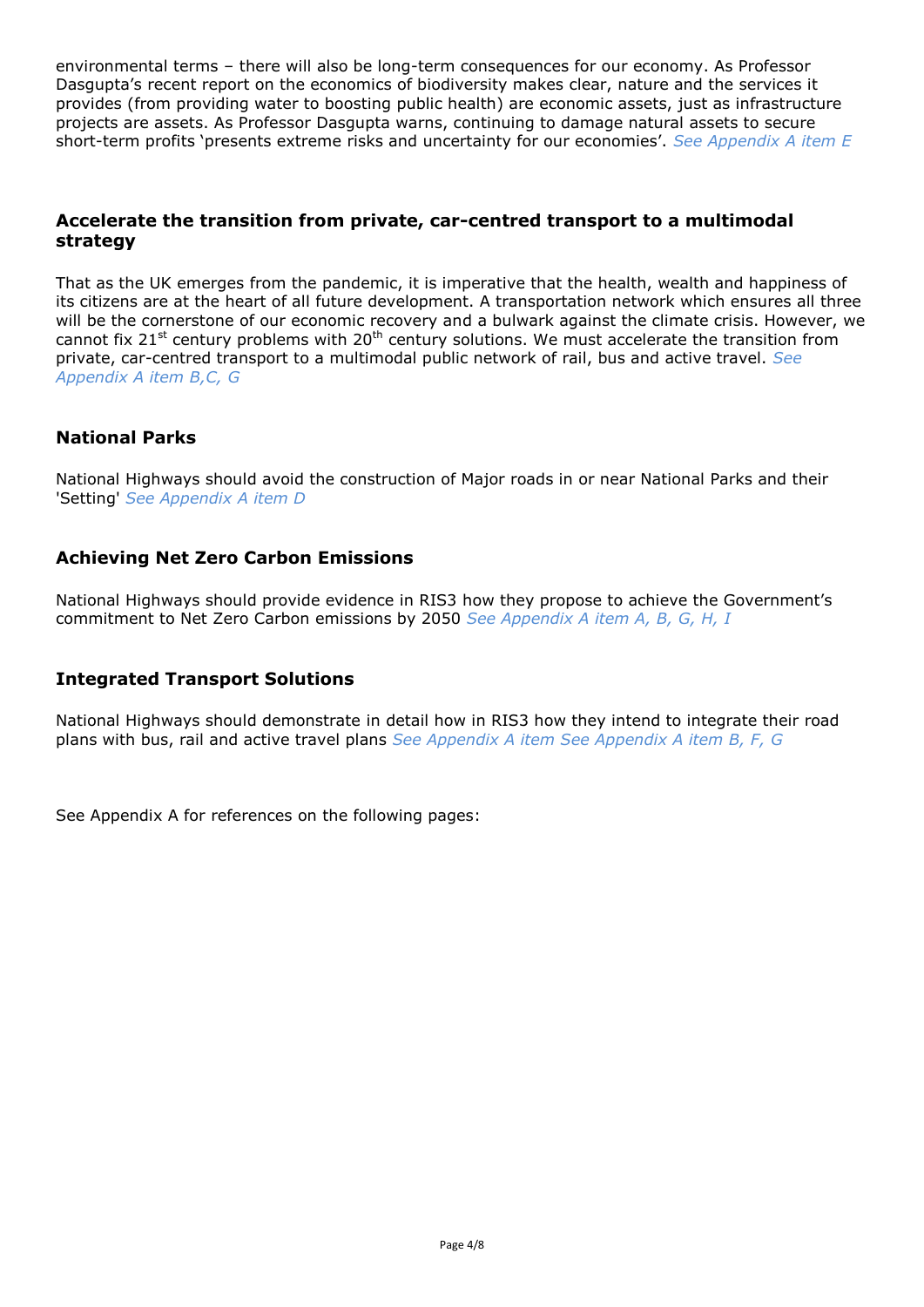environmental terms – there will also be long-term consequences for our economy. As Professor Dasgupta's recent report on the economics of biodiversity makes clear, nature and the services it provides (from providing water to boosting public health) are economic assets, just as infrastructure projects are assets. As Professor Dasgupta warns, continuing to damage natural assets to secure short-term profits 'presents extreme risks and uncertainty for our economies'. *See Appendix A item E*

### Accelerate the transition from private, car-centred transport to a multimodal strategy

That as the UK emerges from the pandemic, it is imperative that the health, wealth and happiness of its citizens are at the heart of all future development. A transportation network which ensures all three will be the cornerstone of our economic recovery and a bulwark against the climate crisis. However, we cannot fix 21st century problems with 20th century solutions. We must accelerate the transition from private, car-centred transport to a multimodal public network of rail, bus and active travel. *See Appendix A item B,C, G*

### National Parks

National Highways should avoid the construction of Major roads in or near National Parks and their 'Setting' *See Appendix A item D*

### Achieving Net Zero Carbon Emissions

National Highways should provide evidence in RIS3 how they propose to achieve the Government's commitment to Net Zero Carbon emissions by 2050 *See Appendix A item A, B, G, H, I*

### Integrated Transport Solutions

National Highways should demonstrate in detail how in RIS3 how they intend to integrate their road plans with bus, rail and active travel plans *See Appendix A item See Appendix A item B, F, G*

See Appendix A for references on the following pages: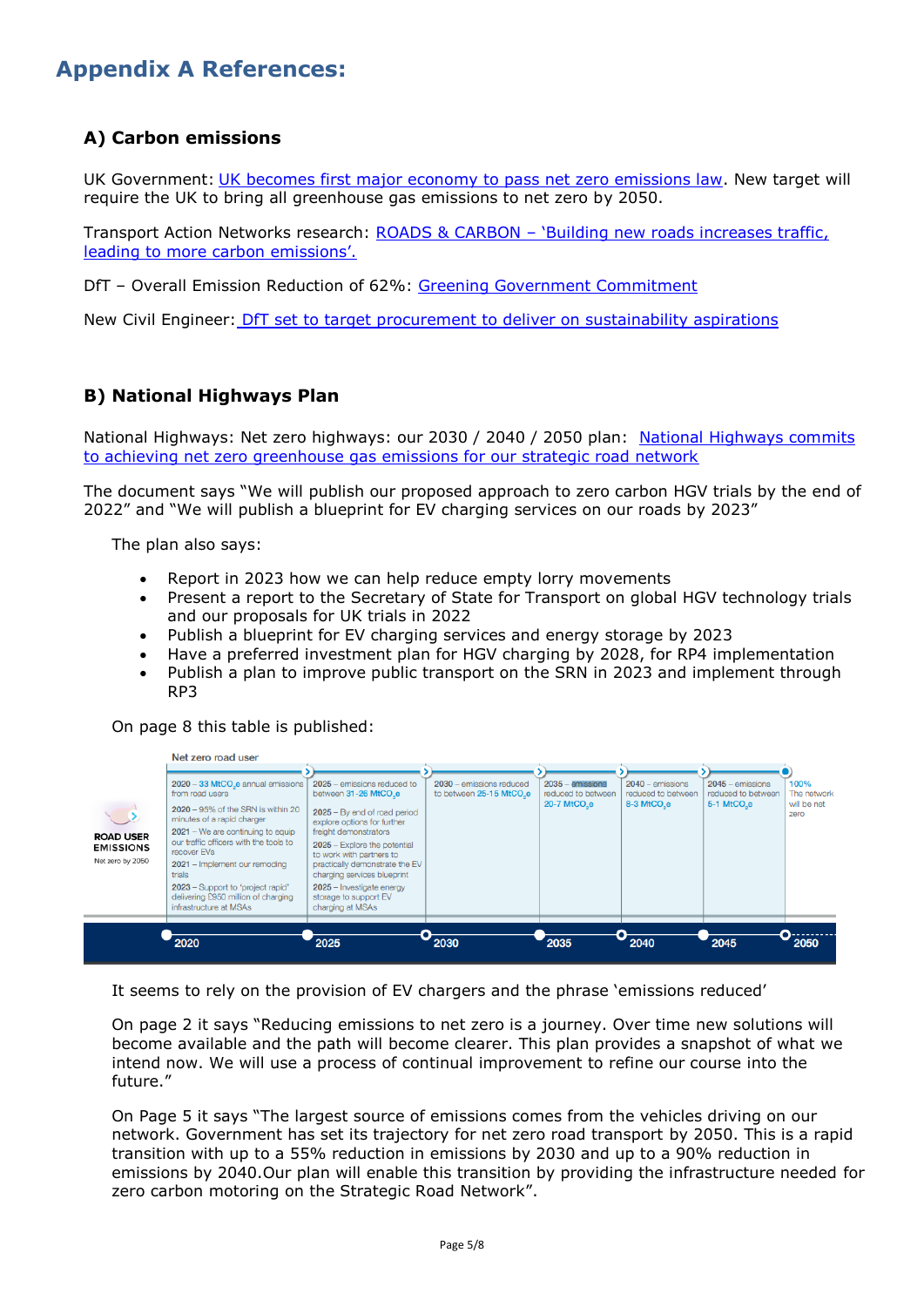# Appendix A References:

## A) Carbon emissions

UK Government: [UK becomes first major economy to pass net zero emissions law](). New target will require the UK to bring all greenhouse gas emissions to net zero by 2050.

Transport Action Networks research: [ROADS & CARBON – 'Building new roads increases traffic, leading to more carbon emissions'.]()

DfT – Overall Emission Reduction of 62%: [Greening Government Commitment]()

New Civil Engineer: [DfT set to target procurement to deliver on sustainability aspirations]()

## B) National Highways Plan

National Highways: Net zero highways: our 2030 / 2040 / 2050 plan: [National Highways commits to achieving net zero greenhouse gas emissions for our strategic road network]()

The document says "We will publish our proposed approach to zero carbon HGV trials by the end of 2022" and "We will publish a blueprint for EV charging services on our roads by 2023"

The plan also says:

- Report in 2023 how we can help reduce empty lorry movements
- Present a report to the Secretary of State for Transport on global HGV technology trials and our proposals for UK trials in 2022
- Publish a blueprint for EV charging services and energy storage by 2023
- Have a preferred investment plan for HGV charging by 2028, for RP4 implementation
- Publish a plan to improve public transport on the SRN in 2023 and implement through RP3

On page 8 this table is published:

Net zero road user

| ROAD USER EMISSIONS Net zero by 2050 | 2020 | 2025 | 2030 | 2035 | 2040 | 2045 | 2050 |
|---|---|---|---|---|---|---|---|
| | 2020 – 33 $MtCO_2e$ annual emissions from road users<br>2020 – 95% of the SRN is within 20 minutes of a rapid charger<br>2021 – We are continuing to equip our traffic officers with the tools to recover EVs<br>2021 – Implement our remoding trials<br>2023 – Support to 'project rapid' delivering £950 million of charging infrastructure at MSAs | 2025 – emissions reduced to between 31-26 $MtCO_2e$<br>2025 – By end of road period explore options for further freight demonstrators<br>2025 – Explore the potential to work with partners to practically demonstrate the EV charging services blueprint<br>2025 – Investigate energy storage to support EV charging at MSAs | 2030 – emissions reduced to between 25-15 $MtCO_2e$ | 2035 – emissions reduced to between 20-7 $MtCO_2e$ | 2040 – emissions reduced to between 8-3 $MtCO_2e$ | 2045 – emissions reduced to between 5-1 $MtCO_2e$ | 100% The network will be net zero |

It seems to rely on the provision of EV chargers and the phrase 'emissions reduced'

On page 2 it says "Reducing emissions to net zero is a journey. Over time new solutions will become available and the path will become clearer. This plan provides a snapshot of what we intend now. We will use a process of continual improvement to refine our course into the future."

On Page 5 it says "The largest source of emissions comes from the vehicles driving on our network. Government has set its trajectory for net zero road transport by 2050. This is a rapid transition with up to a 55% reduction in emissions by 2030 and up to a 90% reduction in emissions by 2040.Our plan will enable this transition by providing the infrastructure needed for zero carbon motoring on the Strategic Road Network".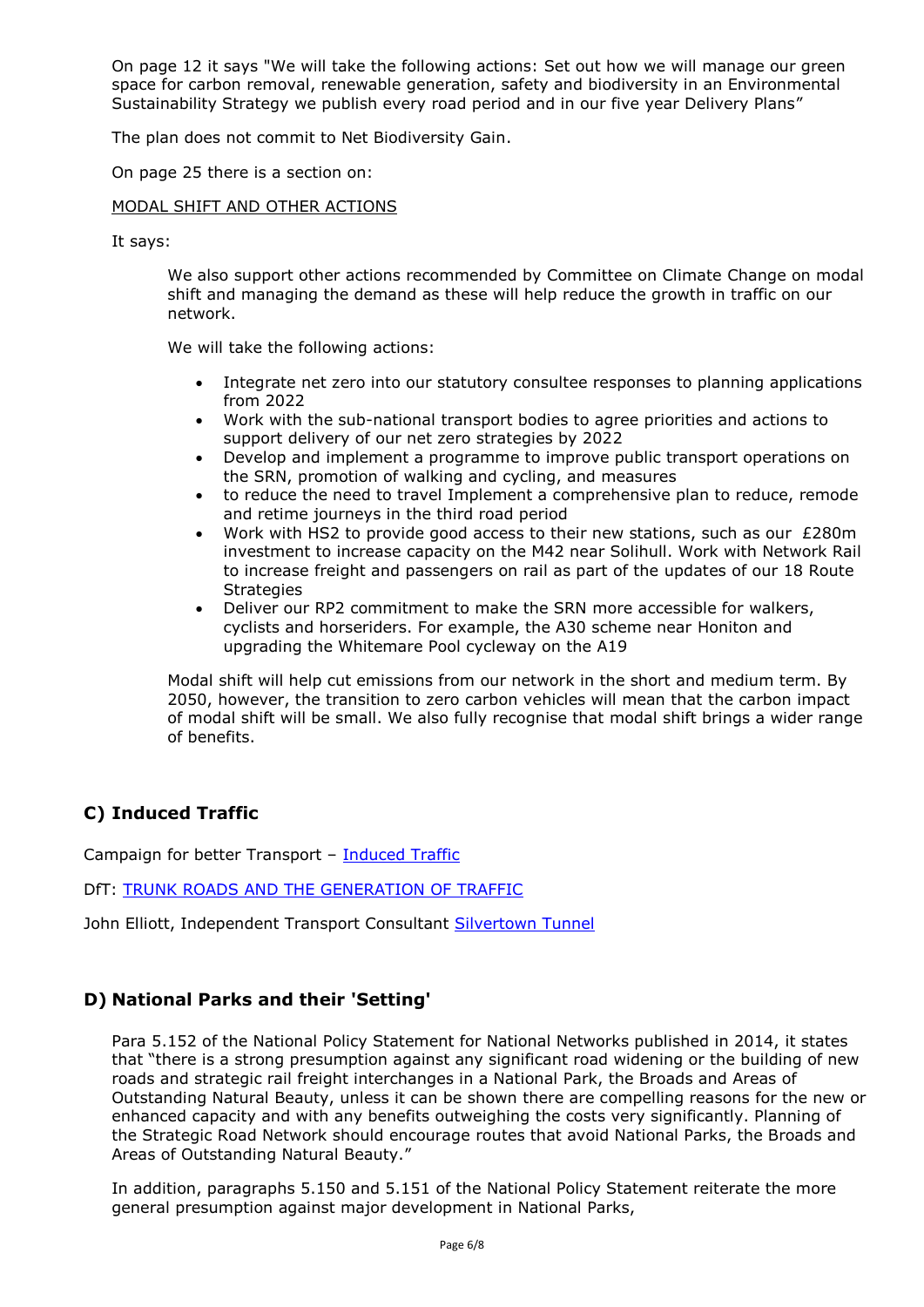On page 12 it says "We will take the following actions: Set out how we will manage our green space for carbon removal, renewable generation, safety and biodiversity in an Environmental Sustainability Strategy we publish every road period and in our five year Delivery Plans"

The plan does not commit to Net Biodiversity Gain.

On page 25 there is a section on:

MODAL SHIFT AND OTHER ACTIONS

It says:

> We also support other actions recommended by Committee on Climate Change on modal shift and managing the demand as these will help reduce the growth in traffic on our network.
>
> We will take the following actions:
>
> - Integrate net zero into our statutory consultee responses to planning applications from 2022
> - Work with the sub-national transport bodies to agree priorities and actions to support delivery of our net zero strategies by 2022
> - Develop and implement a programme to improve public transport operations on the SRN, promotion of walking and cycling, and measures
> - to reduce the need to travel Implement a comprehensive plan to reduce, remode and retime journeys in the third road period
> - Work with HS2 to provide good access to their new stations, such as our £280m investment to increase capacity on the M42 near Solihull. Work with Network Rail to increase freight and passengers on rail as part of the updates of our 18 Route Strategies
> - Deliver our RP2 commitment to make the SRN more accessible for walkers, cyclists and horseriders. For example, the A30 scheme near Honiton and upgrading the Whitemare Pool cycleway on the A19
>
> Modal shift will help cut emissions from our network in the short and medium term. By 2050, however, the transition to zero carbon vehicles will mean that the carbon impact of modal shift will be small. We also fully recognise that modal shift brings a wider range of benefits.

## C) Induced Traffic

Campaign for better Transport – Induced Traffic

DfT: TRUNK ROADS AND THE GENERATION OF TRAFFIC

John Elliott, Independent Transport Consultant Silvertown Tunnel

## D) National Parks and their 'Setting'

Para 5.152 of the National Policy Statement for National Networks published in 2014, it states that "there is a strong presumption against any significant road widening or the building of new roads and strategic rail freight interchanges in a National Park, the Broads and Areas of Outstanding Natural Beauty, unless it can be shown there are compelling reasons for the new or enhanced capacity and with any benefits outweighing the costs very significantly. Planning of the Strategic Road Network should encourage routes that avoid National Parks, the Broads and Areas of Outstanding Natural Beauty."

In addition, paragraphs 5.150 and 5.151 of the National Policy Statement reiterate the more general presumption against major development in National Parks,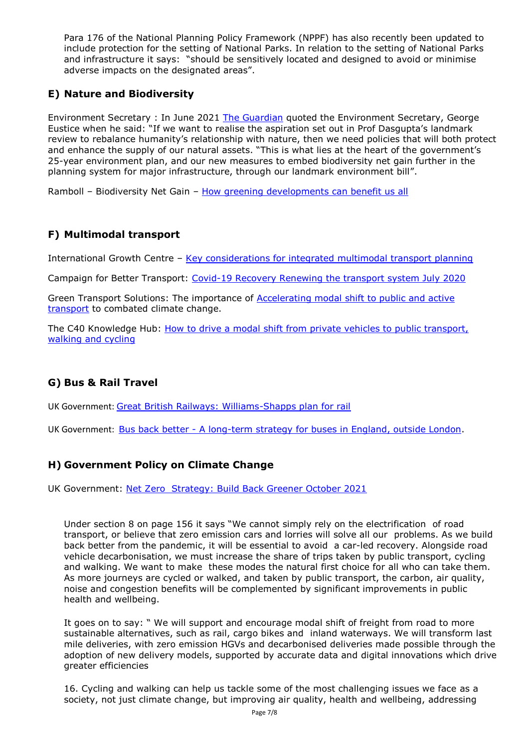Para 176 of the National Planning Policy Framework (NPPF) has also recently been updated to include protection for the setting of National Parks. In relation to the setting of National Parks and infrastructure it says: "should be sensitively located and designed to avoid or minimise adverse impacts on the designated areas".

## E) Nature and Biodiversity

Environment Secretary : In June 2021 The Guardian quoted the Environment Secretary, George Eustice when he said: "If we want to realise the aspiration set out in Prof Dasgupta's landmark review to rebalance humanity's relationship with nature, then we need policies that will both protect and enhance the supply of our natural assets. "This is what lies at the heart of the government's 25-year environment plan, and our new measures to embed biodiversity net gain further in the planning system for major infrastructure, through our landmark environment bill".

Ramboll – Biodiversity Net Gain – How greening developments can benefit us all

## F) Multimodal transport

International Growth Centre – Key considerations for integrated multimodal transport planning

Campaign for Better Transport: Covid-19 Recovery Renewing the transport system July 2020

Green Transport Solutions: The importance of Accelerating modal shift to public and active transport to combated climate change.

The C40 Knowledge Hub: How to drive a modal shift from private vehicles to public transport, walking and cycling

## G) Bus & Rail Travel

UK Government: Great British Railways: Williams-Shapps plan for rail

UK Government: Bus back better - A long-term strategy for buses in England, outside London.

## H) Government Policy on Climate Change

UK Government: Net Zero Strategy: Build Back Greener October 2021

Under section 8 on page 156 it says "We cannot simply rely on the electrification of road transport, or believe that zero emission cars and lorries will solve all our problems. As we build back better from the pandemic, it will be essential to avoid a car-led recovery. Alongside road vehicle decarbonisation, we must increase the share of trips taken by public transport, cycling and walking. We want to make these modes the natural first choice for all who can take them. As more journeys are cycled or walked, and taken by public transport, the carbon, air quality, noise and congestion benefits will be complemented by significant improvements in public health and wellbeing.

It goes on to say: " We will support and encourage modal shift of freight from road to more sustainable alternatives, such as rail, cargo bikes and inland waterways. We will transform last mile deliveries, with zero emission HGVs and decarbonised deliveries made possible through the adoption of new delivery models, supported by accurate data and digital innovations which drive greater efficiencies

16. Cycling and walking can help us tackle some of the most challenging issues we face as a society, not just climate change, but improving air quality, health and wellbeing, addressing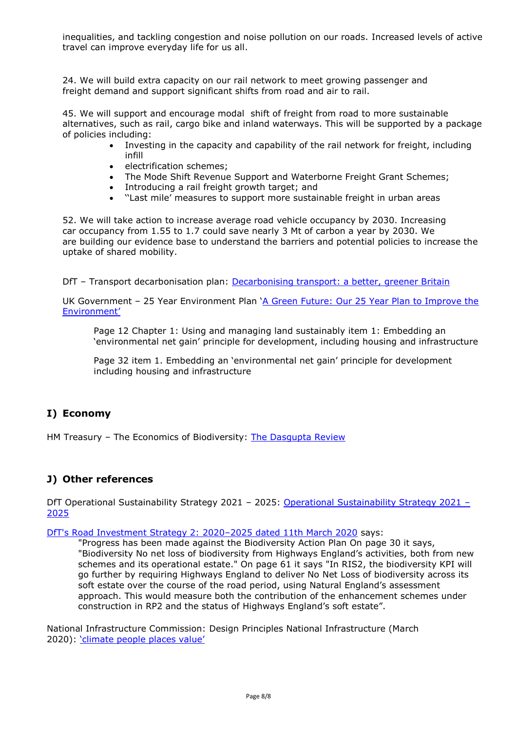inequalities, and tackling congestion and noise pollution on our roads. Increased levels of active travel can improve everyday life for us all.

24. We will build extra capacity on our rail network to meet growing passenger and freight demand and support significant shifts from road and air to rail.

45. We will support and encourage modal shift of freight from road to more sustainable alternatives, such as rail, cargo bike and inland waterways. This will be supported by a package of policies including:

- Investing in the capacity and capability of the rail network for freight, including infill
- electrification schemes;
- The Mode Shift Revenue Support and Waterborne Freight Grant Schemes;
- Introducing a rail freight growth target; and
- ''Last mile' measures to support more sustainable freight in urban areas

52. We will take action to increase average road vehicle occupancy by 2030. Increasing car occupancy from 1.55 to 1.7 could save nearly 3 Mt of carbon a year by 2030. We are building our evidence base to understand the barriers and potential policies to increase the uptake of shared mobility.

DfT – Transport decarbonisation plan: [Decarbonising transport: a better, greener Britain]

UK Government – 25 Year Environment Plan '[A Green Future: Our 25 Year Plan to Improve the Environment']

> Page 12 Chapter 1: Using and managing land sustainably item 1: Embedding an 'environmental net gain' principle for development, including housing and infrastructure
>
> Page 32 item 1. Embedding an 'environmental net gain' principle for development including housing and infrastructure

## I) Economy

HM Treasury – The Economics of Biodiversity: [The Dasgupta Review]

## J) Other references

DfT Operational Sustainability Strategy 2021 – 2025: [Operational Sustainability Strategy 2021 – 2025]

[DfT's Road Investment Strategy 2: 2020–2025 dated 11th March 2020] says:

> "Progress has been made against the Biodiversity Action Plan On page 30 it says, "Biodiversity No net loss of biodiversity from Highways England's activities, both from new schemes and its operational estate." On page 61 it says "In RIS2, the biodiversity KPI will go further by requiring Highways England to deliver No Net Loss of biodiversity across its soft estate over the course of the road period, using Natural England's assessment approach. This would measure both the contribution of the enhancement schemes under construction in RP2 and the status of Highways England's soft estate".

National Infrastructure Commission: Design Principles National Infrastructure (March 2020): ['climate people places value']